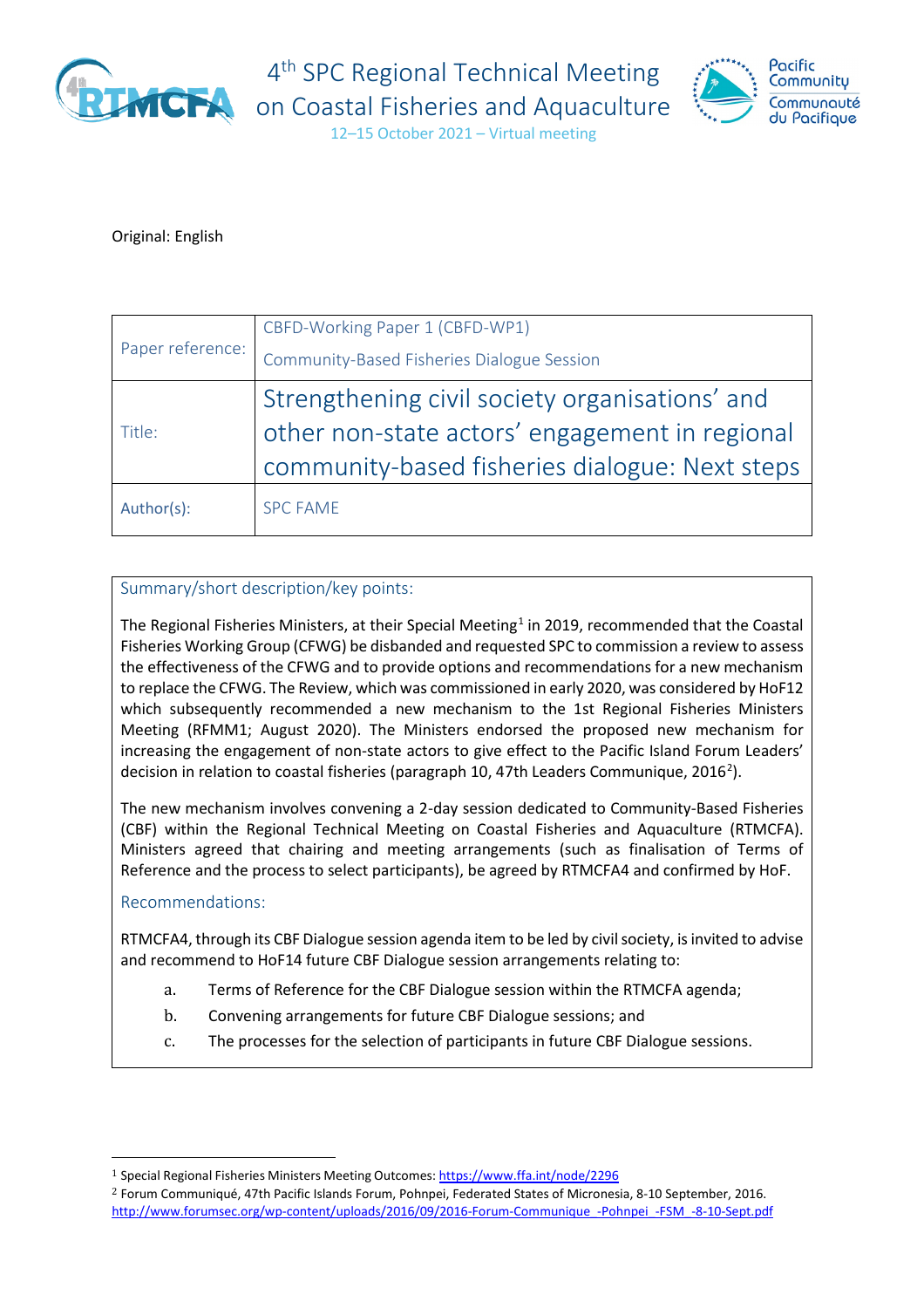# 4th SPC Regional Technical Meeting on Coastal Fisheries and Aquaculture

12–15 October 2021 – Virtual meeting

Original: English

| Paper reference: | CBFD-Working Paper 1 (CBFD-WP1)<br>Community-Based Fisheries Dialogue Session |
|---|---|
| Title: | Strengthening civil society organisations' and other non-state actors' engagement in regional community-based fisheries dialogue: Next steps |
| Author(s): | SPC FAME |

## Summary/short description/key points:

The Regional Fisheries Ministers, at their Special Meeting[1] in 2019, recommended that the Coastal Fisheries Working Group (CFWG) be disbanded and requested SPC to commission a review to assess the effectiveness of the CFWG and to provide options and recommendations for a new mechanism to replace the CFWG. The Review, which was commissioned in early 2020, was considered by HoF12 which subsequently recommended a new mechanism to the 1st Regional Fisheries Ministers Meeting (RFMM1; August 2020). The Ministers endorsed the proposed new mechanism for increasing the engagement of non-state actors to give effect to the Pacific Island Forum Leaders' decision in relation to coastal fisheries (paragraph 10, 47th Leaders Communique, 2016[2]).

The new mechanism involves convening a 2-day session dedicated to Community-Based Fisheries (CBF) within the Regional Technical Meeting on Coastal Fisheries and Aquaculture (RTMCFA). Ministers agreed that chairing and meeting arrangements (such as finalisation of Terms of Reference and the process to select participants), be agreed by RTMCFA4 and confirmed by HoF.

## Recommendations:

RTMCFA4, through its CBF Dialogue session agenda item to be led by civil society, is invited to advise and recommend to HoF14 future CBF Dialogue session arrangements relating to:

a. Terms of Reference for the CBF Dialogue session within the RTMCFA agenda;

b. Convening arrangements for future CBF Dialogue sessions; and

c. The processes for the selection of participants in future CBF Dialogue sessions.

---

[1] Special Regional Fisheries Ministers Meeting Outcomes: https://www.ffa.int/node/2296

[2] Forum Communiqué, 47th Pacific Islands Forum, Pohnpei, Federated States of Micronesia, 8-10 September, 2016. http://www.forumsec.org/wp-content/uploads/2016/09/2016-Forum-Communique_-Pohnpei_-FSM_-8-10-Sept.pdf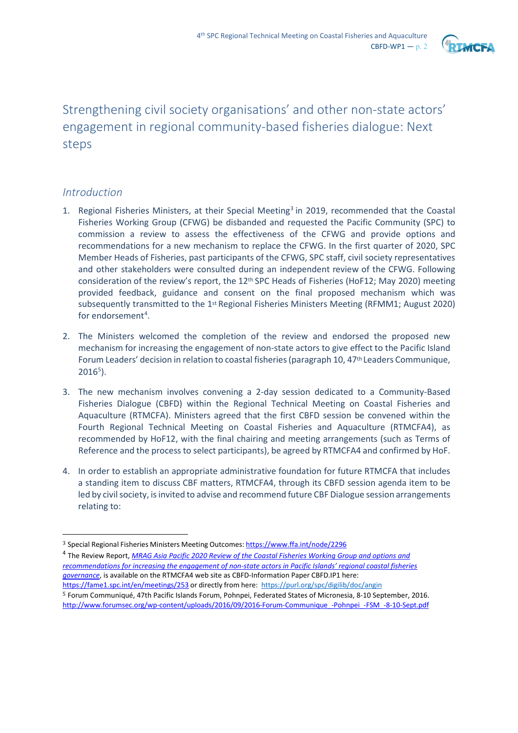# Strengthening civil society organisations' and other non-state actors' engagement in regional community-based fisheries dialogue: Next steps

## *Introduction*

1. Regional Fisheries Ministers, at their Special Meeting[3] in 2019, recommended that the Coastal Fisheries Working Group (CFWG) be disbanded and requested the Pacific Community (SPC) to commission a review to assess the effectiveness of the CFWG and provide options and recommendations for a new mechanism to replace the CFWG. In the first quarter of 2020, SPC Member Heads of Fisheries, past participants of the CFWG, SPC staff, civil society representatives and other stakeholders were consulted during an independent review of the CFWG. Following consideration of the review's report, the 12th SPC Heads of Fisheries (HoF12; May 2020) meeting provided feedback, guidance and consent on the final proposed mechanism which was subsequently transmitted to the 1st Regional Fisheries Ministers Meeting (RFMM1; August 2020) for endorsement[4].

2. The Ministers welcomed the completion of the review and endorsed the proposed new mechanism for increasing the engagement of non-state actors to give effect to the Pacific Island Forum Leaders' decision in relation to coastal fisheries (paragraph 10, 47th Leaders Communique, 2016[5]).

3. The new mechanism involves convening a 2-day session dedicated to a Community-Based Fisheries Dialogue (CBFD) within the Regional Technical Meeting on Coastal Fisheries and Aquaculture (RTMCFA). Ministers agreed that the first CBFD session be convened within the Fourth Regional Technical Meeting on Coastal Fisheries and Aquaculture (RTMCFA4), as recommended by HoF12, with the final chairing and meeting arrangements (such as Terms of Reference and the process to select participants), be agreed by RTMCFA4 and confirmed by HoF.

4. In order to establish an appropriate administrative foundation for future RTMCFA that includes a standing item to discuss CBF matters, RTMCFA4, through its CBFD session agenda item to be led by civil society, is invited to advise and recommend future CBF Dialogue session arrangements relating to:

---

[3] Special Regional Fisheries Ministers Meeting Outcomes: https://www.ffa.int/node/2296

[4] The Review Report, *MRAG Asia Pacific 2020 Review of the Coastal Fisheries Working Group and options and recommendations for increasing the engagement of non-state actors in Pacific Islands' regional coastal fisheries governance*, is available on the RTMCFA4 web site as CBFD-Information Paper CBFD.IP1 here: https://fame1.spc.int/en/meetings/253 or directly from here: https://purl.org/spc/digilib/doc/angin

[5] Forum Communiqué, 47th Pacific Islands Forum, Pohnpei, Federated States of Micronesia, 8-10 September, 2016. http://www.forumsec.org/wp-content/uploads/2016/09/2016-Forum-Communique_-Pohnpei_-FSM_-8-10-Sept.pdf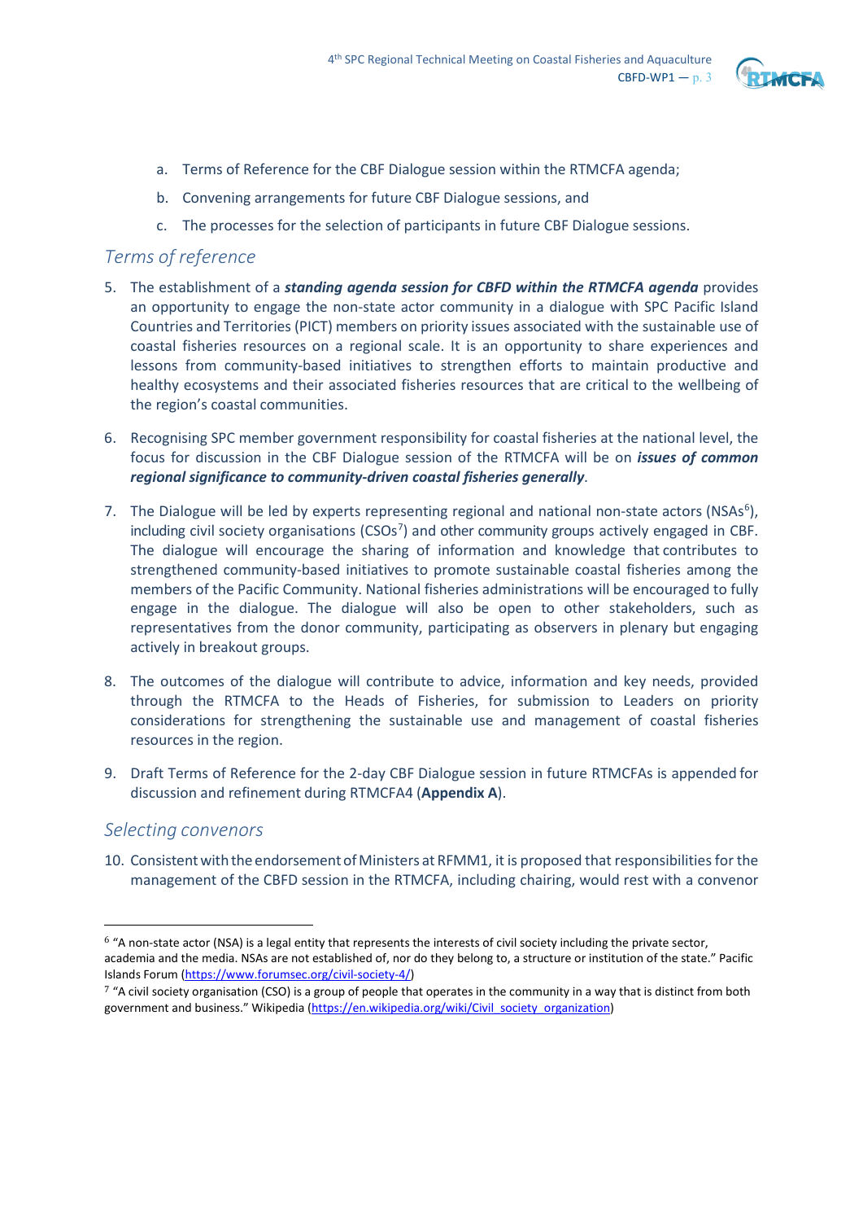a. Terms of Reference for the CBF Dialogue session within the RTMCFA agenda;

b. Convening arrangements for future CBF Dialogue sessions, and

c. The processes for the selection of participants in future CBF Dialogue sessions.

## *Terms of reference*

5. The establishment of a ***standing agenda session for CBFD within the RTMCFA agenda*** provides an opportunity to engage the non-state actor community in a dialogue with SPC Pacific Island Countries and Territories (PICT) members on priority issues associated with the sustainable use of coastal fisheries resources on a regional scale. It is an opportunity to share experiences and lessons from community-based initiatives to strengthen efforts to maintain productive and healthy ecosystems and their associated fisheries resources that are critical to the wellbeing of the region's coastal communities.

6. Recognising SPC member government responsibility for coastal fisheries at the national level, the focus for discussion in the CBF Dialogue session of the RTMCFA will be on ***issues of common regional significance to community-driven coastal fisheries generally***.

7. The Dialogue will be led by experts representing regional and national non-state actors (NSAs[6]), including civil society organisations (CSOs[7]) and other community groups actively engaged in CBF. The dialogue will encourage the sharing of information and knowledge that contributes to strengthened community-based initiatives to promote sustainable coastal fisheries among the members of the Pacific Community. National fisheries administrations will be encouraged to fully engage in the dialogue. The dialogue will also be open to other stakeholders, such as representatives from the donor community, participating as observers in plenary but engaging actively in breakout groups.

8. The outcomes of the dialogue will contribute to advice, information and key needs, provided through the RTMCFA to the Heads of Fisheries, for submission to Leaders on priority considerations for strengthening the sustainable use and management of coastal fisheries resources in the region.

9. Draft Terms of Reference for the 2-day CBF Dialogue session in future RTMCFAs is appended for discussion and refinement during RTMCFA4 (**Appendix A**).

## *Selecting convenors*

10. Consistent with the endorsement of Ministers at RFMM1, it is proposed that responsibilities for the management of the CBFD session in the RTMCFA, including chairing, would rest with a convenor

---

[6] "A non-state actor (NSA) is a legal entity that represents the interests of civil society including the private sector, academia and the media. NSAs are not established of, nor do they belong to, a structure or institution of the state." Pacific Islands Forum (https://www.forumsec.org/civil-society-4/)

[7] "A civil society organisation (CSO) is a group of people that operates in the community in a way that is distinct from both government and business." Wikipedia (https://en.wikipedia.org/wiki/Civil_society_organization)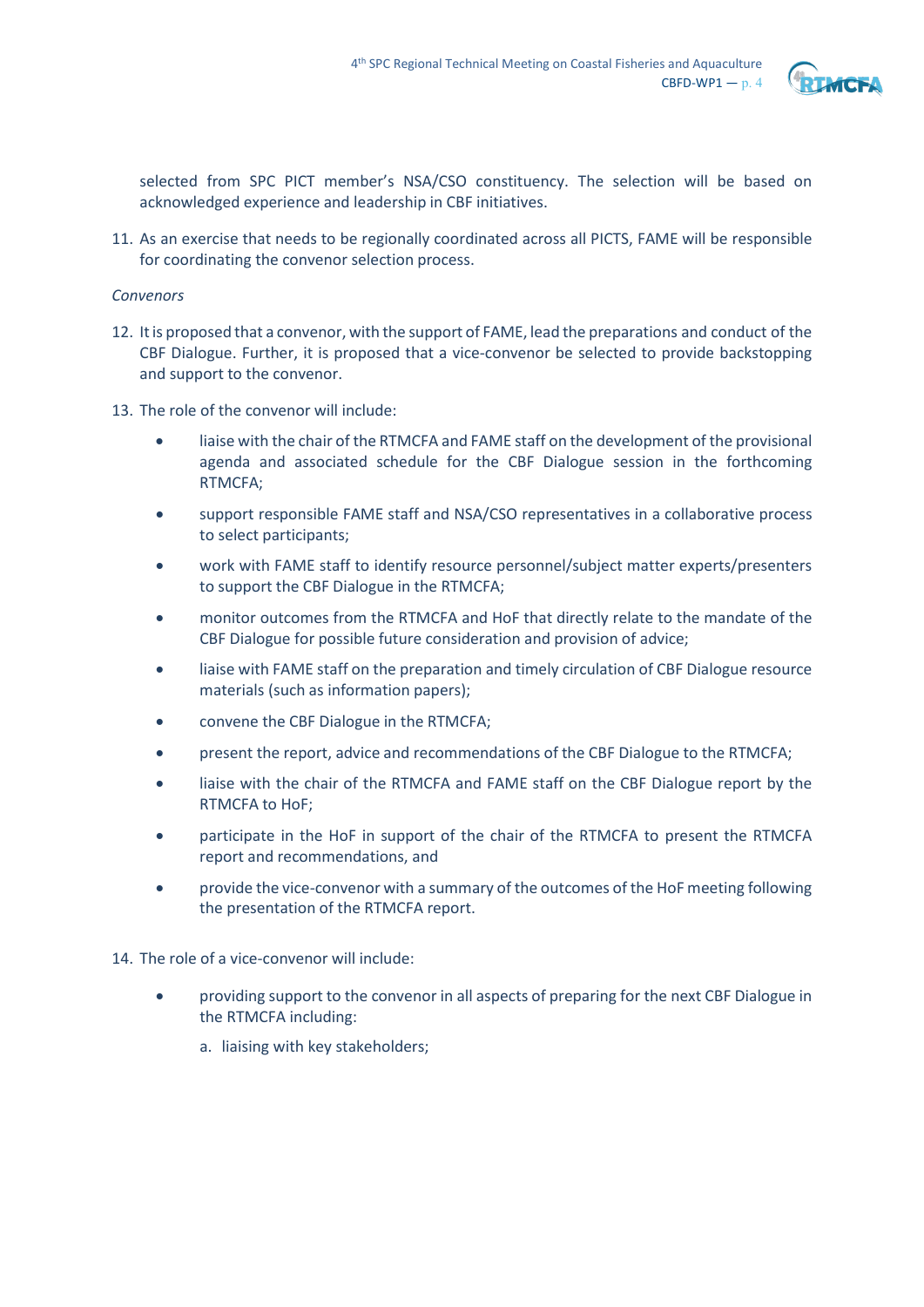selected from SPC PICT member's NSA/CSO constituency. The selection will be based on acknowledged experience and leadership in CBF initiatives.

11. As an exercise that needs to be regionally coordinated across all PICTS, FAME will be responsible for coordinating the convenor selection process.

*Convenors*

12. It is proposed that a convenor, with the support of FAME, lead the preparations and conduct of the CBF Dialogue. Further, it is proposed that a vice-convenor be selected to provide backstopping and support to the convenor.

13. The role of the convenor will include:

    - liaise with the chair of the RTMCFA and FAME staff on the development of the provisional agenda and associated schedule for the CBF Dialogue session in the forthcoming RTMCFA;
    - support responsible FAME staff and NSA/CSO representatives in a collaborative process to select participants;
    - work with FAME staff to identify resource personnel/subject matter experts/presenters to support the CBF Dialogue in the RTMCFA;
    - monitor outcomes from the RTMCFA and HoF that directly relate to the mandate of the CBF Dialogue for possible future consideration and provision of advice;
    - liaise with FAME staff on the preparation and timely circulation of CBF Dialogue resource materials (such as information papers);
    - convene the CBF Dialogue in the RTMCFA;
    - present the report, advice and recommendations of the CBF Dialogue to the RTMCFA;
    - liaise with the chair of the RTMCFA and FAME staff on the CBF Dialogue report by the RTMCFA to HoF;
    - participate in the HoF in support of the chair of the RTMCFA to present the RTMCFA report and recommendations, and
    - provide the vice-convenor with a summary of the outcomes of the HoF meeting following the presentation of the RTMCFA report.

14. The role of a vice-convenor will include:

    - providing support to the convenor in all aspects of preparing for the next CBF Dialogue in the RTMCFA including:

      a. liaising with key stakeholders;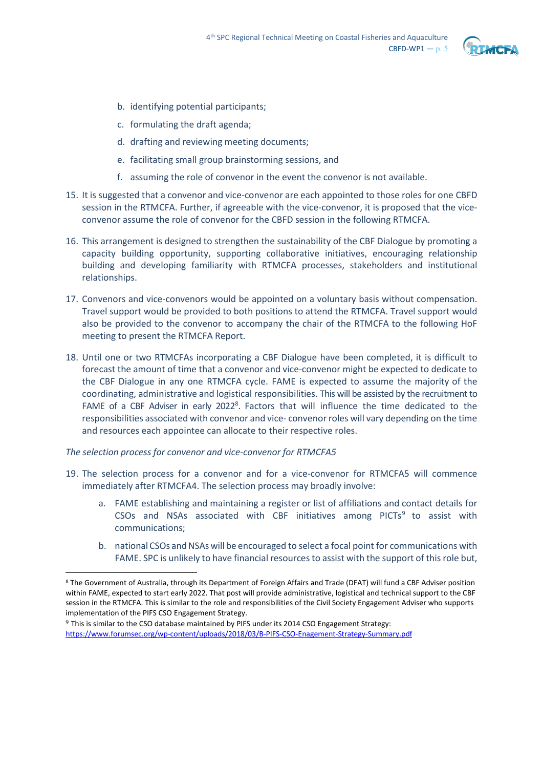b. identifying potential participants;

c. formulating the draft agenda;

d. drafting and reviewing meeting documents;

e. facilitating small group brainstorming sessions, and

f. assuming the role of convenor in the event the convenor is not available.

15. It is suggested that a convenor and vice-convenor are each appointed to those roles for one CBFD session in the RTMCFA. Further, if agreeable with the vice-convenor, it is proposed that the vice-convenor assume the role of convenor for the CBFD session in the following RTMCFA.

16. This arrangement is designed to strengthen the sustainability of the CBF Dialogue by promoting a capacity building opportunity, supporting collaborative initiatives, encouraging relationship building and developing familiarity with RTMCFA processes, stakeholders and institutional relationships.

17. Convenors and vice-convenors would be appointed on a voluntary basis without compensation. Travel support would be provided to both positions to attend the RTMCFA. Travel support would also be provided to the convenor to accompany the chair of the RTMCFA to the following HoF meeting to present the RTMCFA Report.

18. Until one or two RTMCFAs incorporating a CBF Dialogue have been completed, it is difficult to forecast the amount of time that a convenor and vice-convenor might be expected to dedicate to the CBF Dialogue in any one RTMCFA cycle. FAME is expected to assume the majority of the coordinating, administrative and logistical responsibilities. This will be assisted by the recruitment to FAME of a CBF Adviser in early 2022[8]. Factors that will influence the time dedicated to the responsibilities associated with convenor and vice- convenor roles will vary depending on the time and resources each appointee can allocate to their respective roles.

*The selection process for convenor and vice-convenor for RTMCFA5*

19. The selection process for a convenor and for a vice-convenor for RTMCFA5 will commence immediately after RTMCFA4. The selection process may broadly involve:

    a. FAME establishing and maintaining a register or list of affiliations and contact details for CSOs and NSAs associated with CBF initiatives among PICTs[9] to assist with communications;

    b. national CSOs and NSAs will be encouraged to select a focal point for communications with FAME. SPC is unlikely to have financial resources to assist with the support of this role but,

---

[8] The Government of Australia, through its Department of Foreign Affairs and Trade (DFAT) will fund a CBF Adviser position within FAME, expected to start early 2022. That post will provide administrative, logistical and technical support to the CBF session in the RTMCFA. This is similar to the role and responsibilities of the Civil Society Engagement Adviser who supports implementation of the PIFS CSO Engagement Strategy.

[9] This is similar to the CSO database maintained by PIFS under its 2014 CSO Engagement Strategy: https://www.forumsec.org/wp-content/uploads/2018/03/B-PIFS-CSO-Enagement-Strategy-Summary.pdf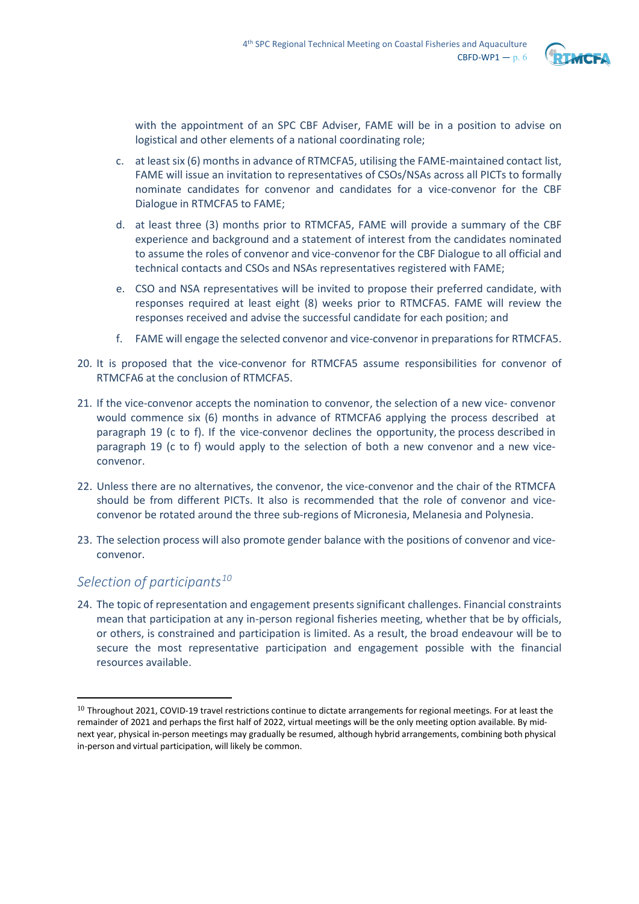with the appointment of an SPC CBF Adviser, FAME will be in a position to advise on logistical and other elements of a national coordinating role;

c. at least six (6) months in advance of RTMCFA5, utilising the FAME-maintained contact list, FAME will issue an invitation to representatives of CSOs/NSAs across all PICTs to formally nominate candidates for convenor and candidates for a vice-convenor for the CBF Dialogue in RTMCFA5 to FAME;

d. at least three (3) months prior to RTMCFA5, FAME will provide a summary of the CBF experience and background and a statement of interest from the candidates nominated to assume the roles of convenor and vice-convenor for the CBF Dialogue to all official and technical contacts and CSOs and NSAs representatives registered with FAME;

e. CSO and NSA representatives will be invited to propose their preferred candidate, with responses required at least eight (8) weeks prior to RTMCFA5. FAME will review the responses received and advise the successful candidate for each position; and

f. FAME will engage the selected convenor and vice-convenor in preparations for RTMCFA5.

20. It is proposed that the vice-convenor for RTMCFA5 assume responsibilities for convenor of RTMCFA6 at the conclusion of RTMCFA5.

21. If the vice-convenor accepts the nomination to convenor, the selection of a new vice- convenor would commence six (6) months in advance of RTMCFA6 applying the process described at paragraph 19 (c to f). If the vice-convenor declines the opportunity, the process described in paragraph 19 (c to f) would apply to the selection of both a new convenor and a new vice-convenor.

22. Unless there are no alternatives, the convenor, the vice-convenor and the chair of the RTMCFA should be from different PICTs. It also is recommended that the role of convenor and vice-convenor be rotated around the three sub-regions of Micronesia, Melanesia and Polynesia.

23. The selection process will also promote gender balance with the positions of convenor and vice-convenor.

## *Selection of participants*[10]

24. The topic of representation and engagement presents significant challenges. Financial constraints mean that participation at any in-person regional fisheries meeting, whether that be by officials, or others, is constrained and participation is limited. As a result, the broad endeavour will be to secure the most representative participation and engagement possible with the financial resources available.

---

[10] Throughout 2021, COVID-19 travel restrictions continue to dictate arrangements for regional meetings. For at least the remainder of 2021 and perhaps the first half of 2022, virtual meetings will be the only meeting option available. By mid-next year, physical in-person meetings may gradually be resumed, although hybrid arrangements, combining both physical in-person and virtual participation, will likely be common.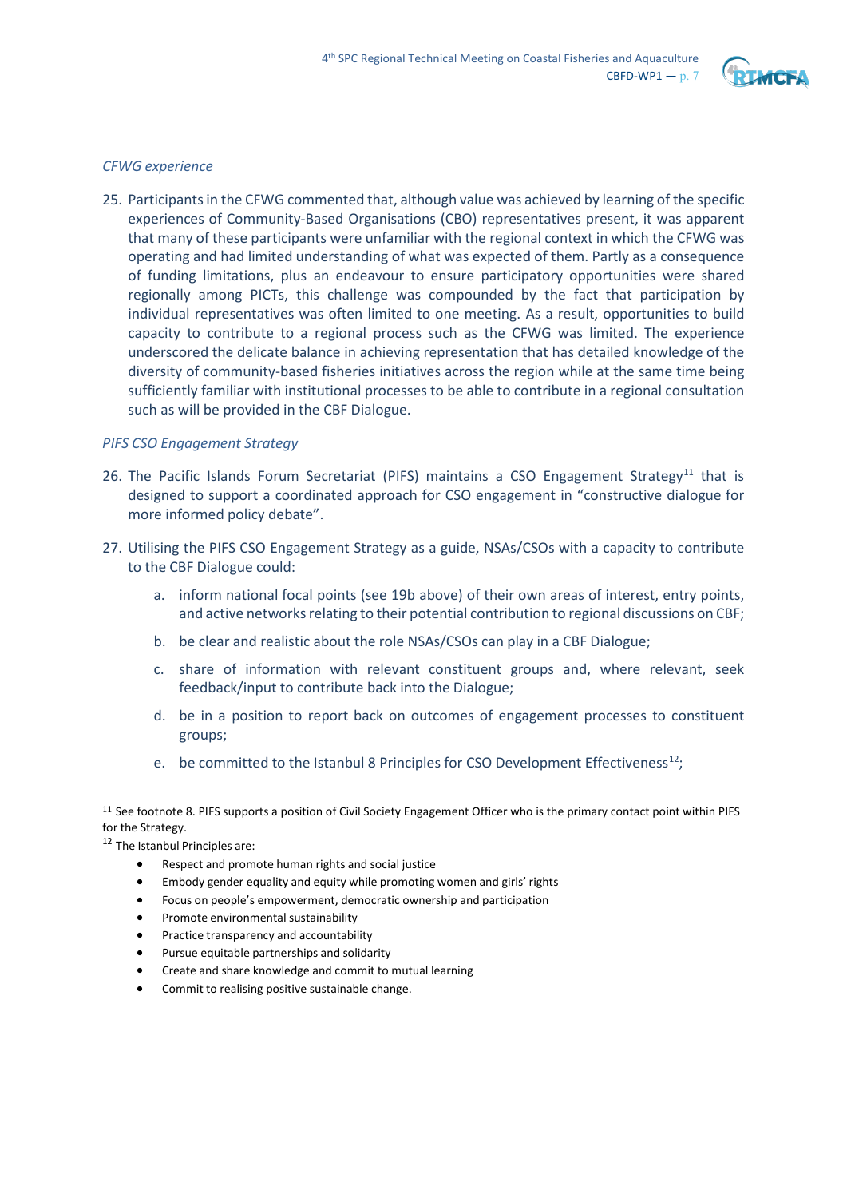*CFWG experience*

25. Participants in the CFWG commented that, although value was achieved by learning of the specific experiences of Community-Based Organisations (CBO) representatives present, it was apparent that many of these participants were unfamiliar with the regional context in which the CFWG was operating and had limited understanding of what was expected of them. Partly as a consequence of funding limitations, plus an endeavour to ensure participatory opportunities were shared regionally among PICTs, this challenge was compounded by the fact that participation by individual representatives was often limited to one meeting. As a result, opportunities to build capacity to contribute to a regional process such as the CFWG was limited. The experience underscored the delicate balance in achieving representation that has detailed knowledge of the diversity of community-based fisheries initiatives across the region while at the same time being sufficiently familiar with institutional processes to be able to contribute in a regional consultation such as will be provided in the CBF Dialogue.

*PIFS CSO Engagement Strategy*

26. The Pacific Islands Forum Secretariat (PIFS) maintains a CSO Engagement Strategy[11] that is designed to support a coordinated approach for CSO engagement in "constructive dialogue for more informed policy debate".

27. Utilising the PIFS CSO Engagement Strategy as a guide, NSAs/CSOs with a capacity to contribute to the CBF Dialogue could:

    a. inform national focal points (see 19b above) of their own areas of interest, entry points, and active networks relating to their potential contribution to regional discussions on CBF;

    b. be clear and realistic about the role NSAs/CSOs can play in a CBF Dialogue;

    c. share of information with relevant constituent groups and, where relevant, seek feedback/input to contribute back into the Dialogue;

    d. be in a position to report back on outcomes of engagement processes to constituent groups;

    e. be committed to the Istanbul 8 Principles for CSO Development Effectiveness[12];

---

[11] See footnote 8. PIFS supports a position of Civil Society Engagement Officer who is the primary contact point within PIFS for the Strategy.

[12] The Istanbul Principles are:

- Respect and promote human rights and social justice
- Embody gender equality and equity while promoting women and girls' rights
- Focus on people's empowerment, democratic ownership and participation
- Promote environmental sustainability
- Practice transparency and accountability
- Pursue equitable partnerships and solidarity
- Create and share knowledge and commit to mutual learning
- Commit to realising positive sustainable change.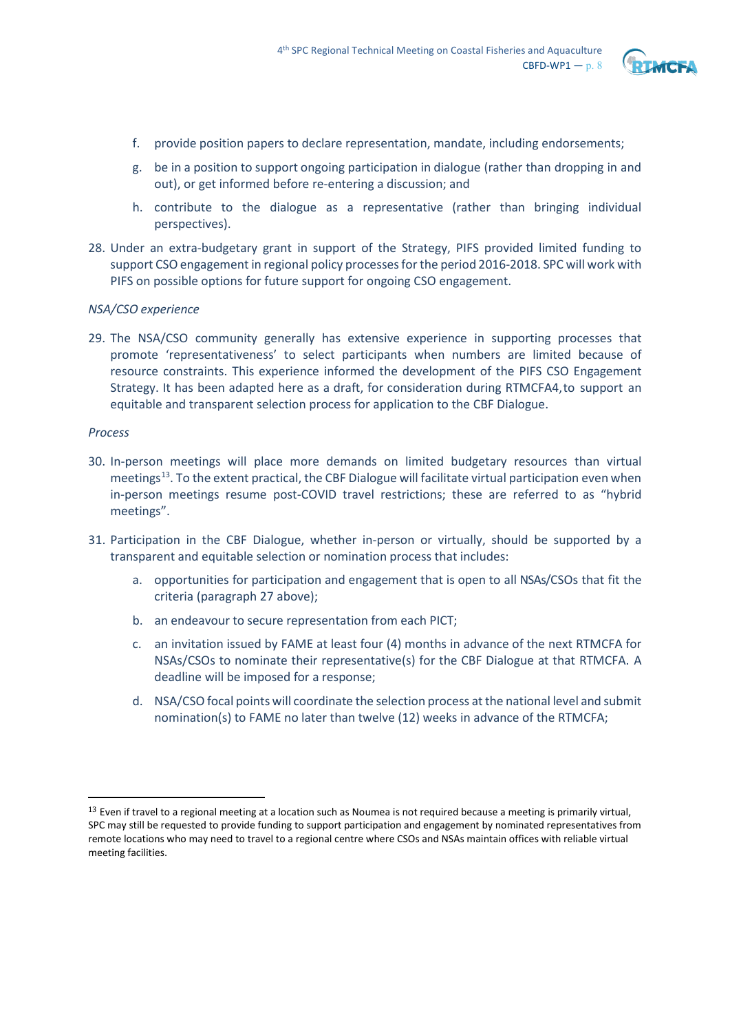f. provide position papers to declare representation, mandate, including endorsements;

g. be in a position to support ongoing participation in dialogue (rather than dropping in and out), or get informed before re-entering a discussion; and

h. contribute to the dialogue as a representative (rather than bringing individual perspectives).

28. Under an extra-budgetary grant in support of the Strategy, PIFS provided limited funding to support CSO engagement in regional policy processes for the period 2016-2018. SPC will work with PIFS on possible options for future support for ongoing CSO engagement.

*NSA/CSO experience*

29. The NSA/CSO community generally has extensive experience in supporting processes that promote 'representativeness' to select participants when numbers are limited because of resource constraints. This experience informed the development of the PIFS CSO Engagement Strategy. It has been adapted here as a draft, for consideration during RTMCFA4, to support an equitable and transparent selection process for application to the CBF Dialogue.

*Process*

30. In-person meetings will place more demands on limited budgetary resources than virtual meetings[13]. To the extent practical, the CBF Dialogue will facilitate virtual participation even when in-person meetings resume post-COVID travel restrictions; these are referred to as "hybrid meetings".

31. Participation in the CBF Dialogue, whether in-person or virtually, should be supported by a transparent and equitable selection or nomination process that includes:

    a. opportunities for participation and engagement that is open to all NSAs/CSOs that fit the criteria (paragraph 27 above);

    b. an endeavour to secure representation from each PICT;

    c. an invitation issued by FAME at least four (4) months in advance of the next RTMCFA for NSAs/CSOs to nominate their representative(s) for the CBF Dialogue at that RTMCFA. A deadline will be imposed for a response;

    d. NSA/CSO focal points will coordinate the selection process at the national level and submit nomination(s) to FAME no later than twelve (12) weeks in advance of the RTMCFA;

---

[13] Even if travel to a regional meeting at a location such as Noumea is not required because a meeting is primarily virtual, SPC may still be requested to provide funding to support participation and engagement by nominated representatives from remote locations who may need to travel to a regional centre where CSOs and NSAs maintain offices with reliable virtual meeting facilities.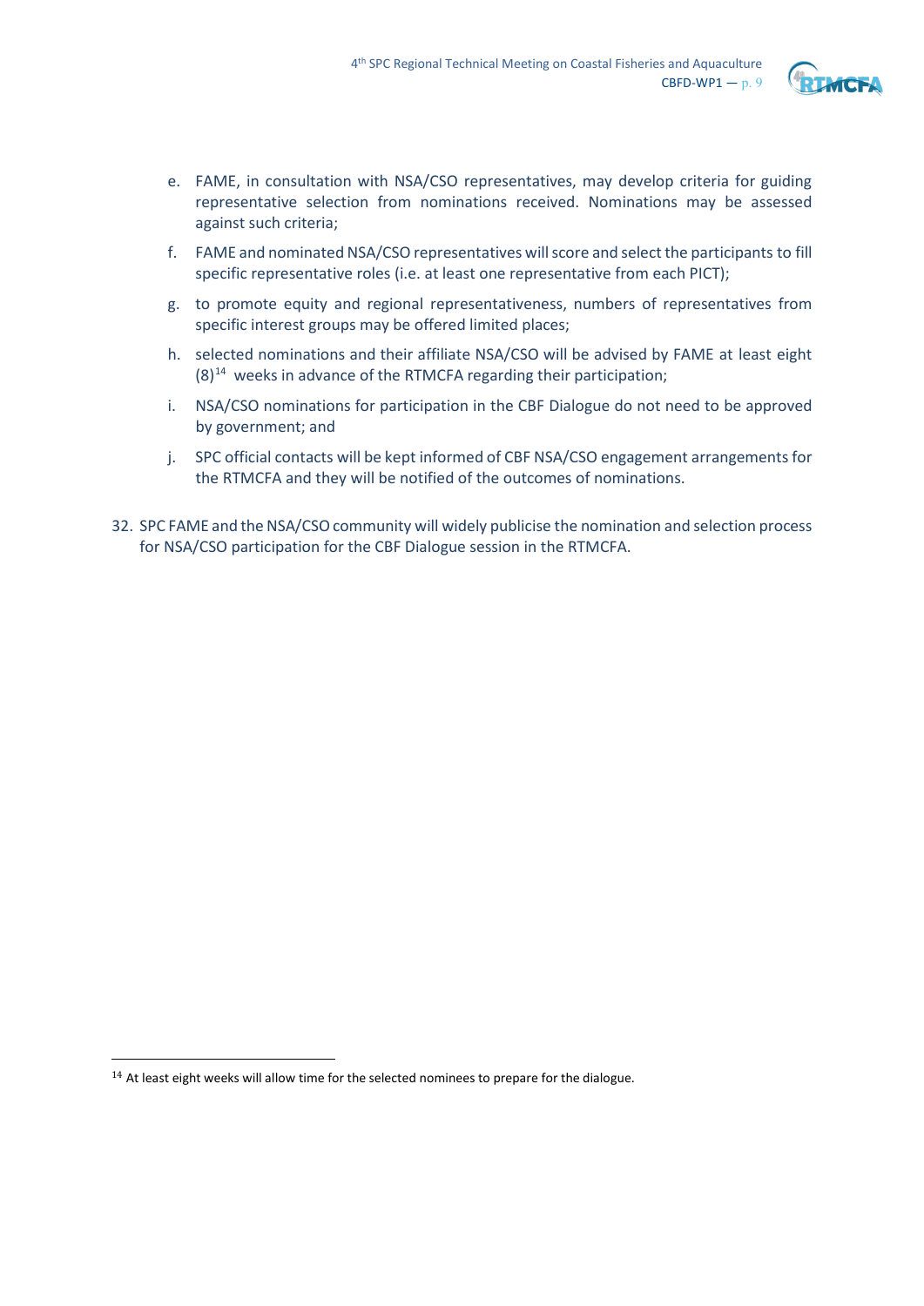e. FAME, in consultation with NSA/CSO representatives, may develop criteria for guiding representative selection from nominations received. Nominations may be assessed against such criteria;

f. FAME and nominated NSA/CSO representatives will score and select the participants to fill specific representative roles (i.e. at least one representative from each PICT);

g. to promote equity and regional representativeness, numbers of representatives from specific interest groups may be offered limited places;

h. selected nominations and their affiliate NSA/CSO will be advised by FAME at least eight (8)[14] weeks in advance of the RTMCFA regarding their participation;

i. NSA/CSO nominations for participation in the CBF Dialogue do not need to be approved by government; and

j. SPC official contacts will be kept informed of CBF NSA/CSO engagement arrangements for the RTMCFA and they will be notified of the outcomes of nominations.

32. SPC FAME and the NSA/CSO community will widely publicise the nomination and selection process for NSA/CSO participation for the CBF Dialogue session in the RTMCFA.

[14] At least eight weeks will allow time for the selected nominees to prepare for the dialogue.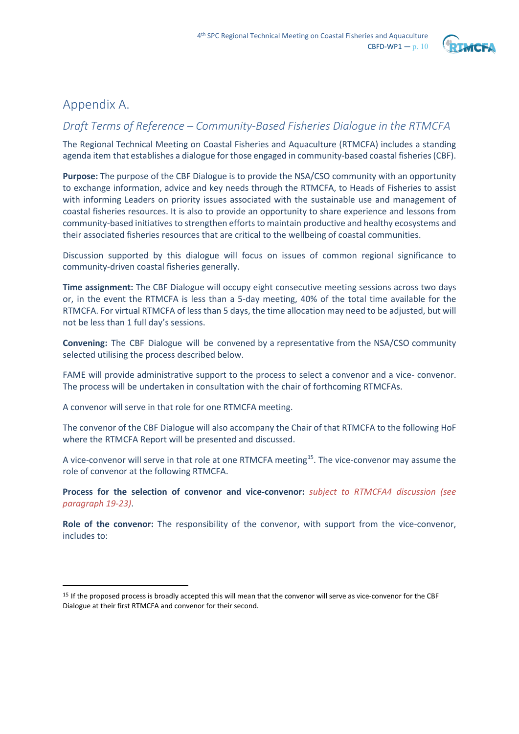# Appendix A.

## *Draft Terms of Reference – Community-Based Fisheries Dialogue in the RTMCFA*

The Regional Technical Meeting on Coastal Fisheries and Aquaculture (RTMCFA) includes a standing agenda item that establishes a dialogue for those engaged in community-based coastal fisheries (CBF).

**Purpose:** The purpose of the CBF Dialogue is to provide the NSA/CSO community with an opportunity to exchange information, advice and key needs through the RTMCFA, to Heads of Fisheries to assist with informing Leaders on priority issues associated with the sustainable use and management of coastal fisheries resources. It is also to provide an opportunity to share experience and lessons from community-based initiatives to strengthen efforts to maintain productive and healthy ecosystems and their associated fisheries resources that are critical to the wellbeing of coastal communities.

Discussion supported by this dialogue will focus on issues of common regional significance to community-driven coastal fisheries generally.

**Time assignment:** The CBF Dialogue will occupy eight consecutive meeting sessions across two days or, in the event the RTMCFA is less than a 5-day meeting, 40% of the total time available for the RTMCFA. For virtual RTMCFA of less than 5 days, the time allocation may need to be adjusted, but will not be less than 1 full day's sessions.

**Convening:** The CBF Dialogue will be convened by a representative from the NSA/CSO community selected utilising the process described below.

FAME will provide administrative support to the process to select a convenor and a vice- convenor. The process will be undertaken in consultation with the chair of forthcoming RTMCFAs.

A convenor will serve in that role for one RTMCFA meeting.

The convenor of the CBF Dialogue will also accompany the Chair of that RTMCFA to the following HoF where the RTMCFA Report will be presented and discussed.

A vice-convenor will serve in that role at one RTMCFA meeting[15]. The vice-convenor may assume the role of convenor at the following RTMCFA.

**Process for the selection of convenor and vice-convenor:** *subject to RTMCFA4 discussion (see paragraph 19-23)*.

**Role of the convenor:** The responsibility of the convenor, with support from the vice-convenor, includes to:

---

[15] If the proposed process is broadly accepted this will mean that the convenor will serve as vice-convenor for the CBF Dialogue at their first RTMCFA and convenor for their second.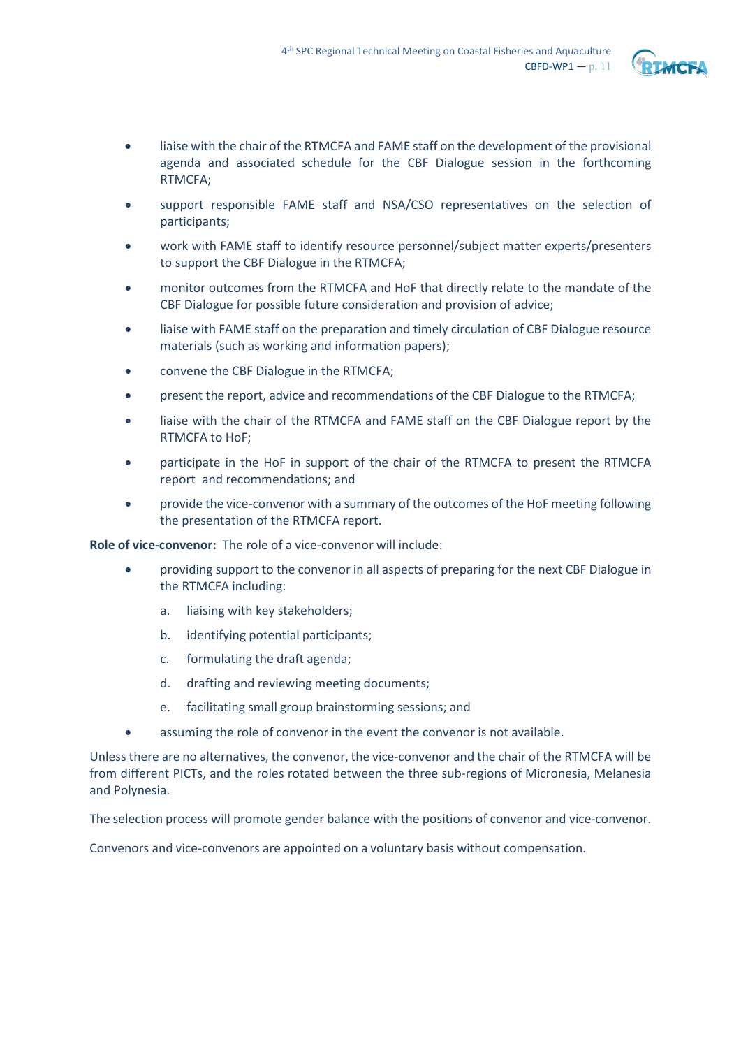- liaise with the chair of the RTMCFA and FAME staff on the development of the provisional agenda and associated schedule for the CBF Dialogue session in the forthcoming RTMCFA;
- support responsible FAME staff and NSA/CSO representatives on the selection of participants;
- work with FAME staff to identify resource personnel/subject matter experts/presenters to support the CBF Dialogue in the RTMCFA;
- monitor outcomes from the RTMCFA and HoF that directly relate to the mandate of the CBF Dialogue for possible future consideration and provision of advice;
- liaise with FAME staff on the preparation and timely circulation of CBF Dialogue resource materials (such as working and information papers);
- convene the CBF Dialogue in the RTMCFA;
- present the report, advice and recommendations of the CBF Dialogue to the RTMCFA;
- liaise with the chair of the RTMCFA and FAME staff on the CBF Dialogue report by the RTMCFA to HoF;
- participate in the HoF in support of the chair of the RTMCFA to present the RTMCFA report and recommendations; and
- provide the vice-convenor with a summary of the outcomes of the HoF meeting following the presentation of the RTMCFA report.

**Role of vice-convenor:** The role of a vice-convenor will include:

- providing support to the convenor in all aspects of preparing for the next CBF Dialogue in the RTMCFA including:
  a. liaising with key stakeholders;
  b. identifying potential participants;
  c. formulating the draft agenda;
  d. drafting and reviewing meeting documents;
  e. facilitating small group brainstorming sessions; and
- assuming the role of convenor in the event the convenor is not available.

Unless there are no alternatives, the convenor, the vice-convenor and the chair of the RTMCFA will be from different PICTs, and the roles rotated between the three sub-regions of Micronesia, Melanesia and Polynesia.

The selection process will promote gender balance with the positions of convenor and vice-convenor.

Convenors and vice-convenors are appointed on a voluntary basis without compensation.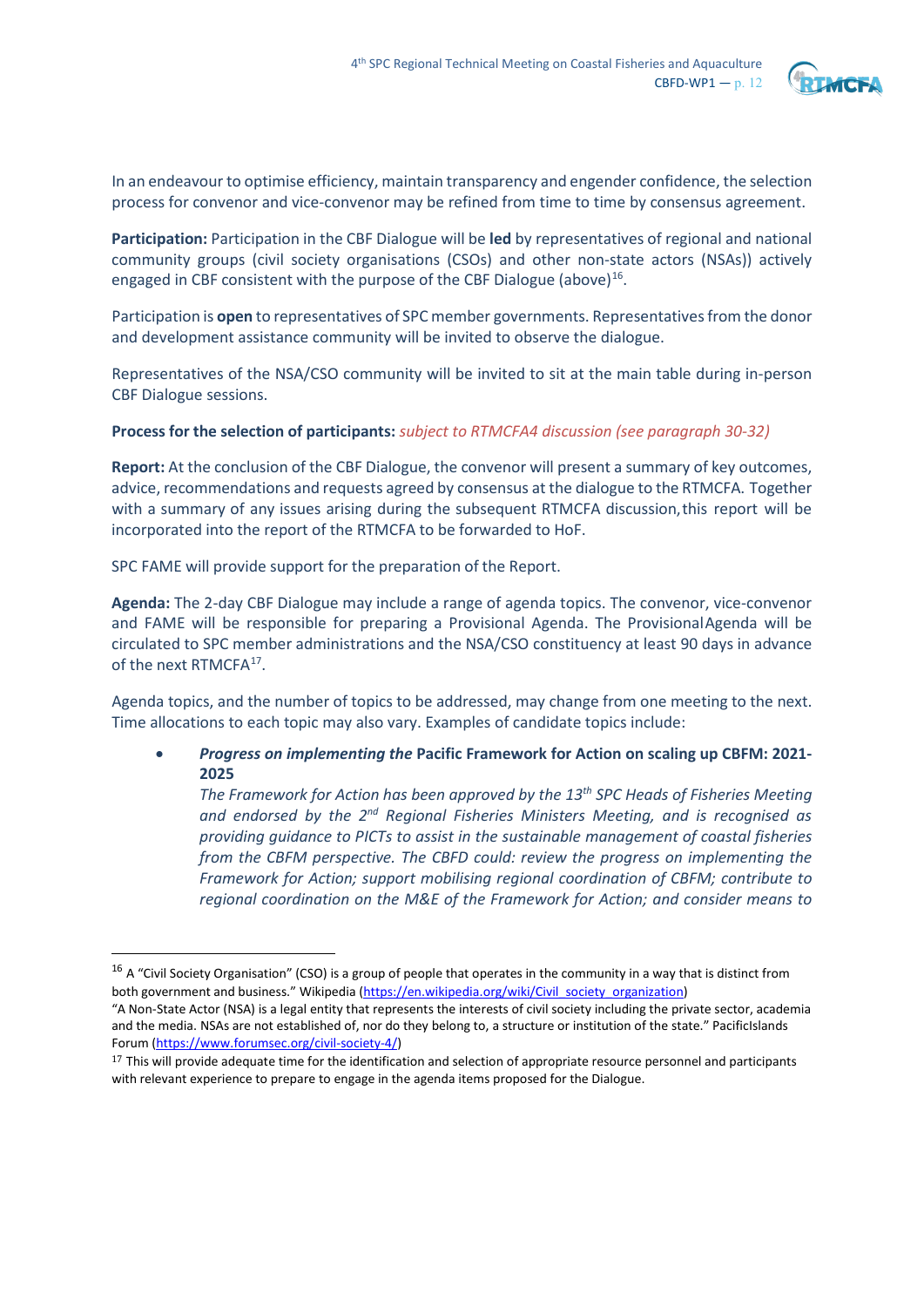In an endeavour to optimise efficiency, maintain transparency and engender confidence, the selection process for convenor and vice-convenor may be refined from time to time by consensus agreement.

**Participation:** Participation in the CBF Dialogue will be **led** by representatives of regional and national community groups (civil society organisations (CSOs) and other non-state actors (NSAs)) actively engaged in CBF consistent with the purpose of the CBF Dialogue (above)[16].

Participation is **open** to representatives of SPC member governments. Representatives from the donor and development assistance community will be invited to observe the dialogue.

Representatives of the NSA/CSO community will be invited to sit at the main table during in-person CBF Dialogue sessions.

**Process for the selection of participants:** *subject to RTMCFA4 discussion (see paragraph 30-32)*

**Report:** At the conclusion of the CBF Dialogue, the convenor will present a summary of key outcomes, advice, recommendations and requests agreed by consensus at the dialogue to the RTMCFA. Together with a summary of any issues arising during the subsequent RTMCFA discussion, this report will be incorporated into the report of the RTMCFA to be forwarded to HoF.

SPC FAME will provide support for the preparation of the Report.

**Agenda:** The 2-day CBF Dialogue may include a range of agenda topics. The convenor, vice-convenor and FAME will be responsible for preparing a Provisional Agenda. The Provisional Agenda will be circulated to SPC member administrations and the NSA/CSO constituency at least 90 days in advance of the next RTMCFA[17].

Agenda topics, and the number of topics to be addressed, may change from one meeting to the next. Time allocations to each topic may also vary. Examples of candidate topics include:

- ***Progress on implementing the* Pacific Framework for Action on scaling up CBFM: 2021-2025**
  *The Framework for Action has been approved by the 13th SPC Heads of Fisheries Meeting and endorsed by the 2nd Regional Fisheries Ministers Meeting, and is recognised as providing guidance to PICTs to assist in the sustainable management of coastal fisheries from the CBFM perspective. The CBFD could: review the progress on implementing the Framework for Action; support mobilising regional coordination of CBFM; contribute to regional coordination on the M&E of the Framework for Action; and consider means to*

---

[16] A "Civil Society Organisation" (CSO) is a group of people that operates in the community in a way that is distinct from both government and business." Wikipedia (https://en.wikipedia.org/wiki/Civil_society_organization)
"A Non-State Actor (NSA) is a legal entity that represents the interests of civil society including the private sector, academia and the media. NSAs are not established of, nor do they belong to, a structure or institution of the state." PacificIslands Forum (https://www.forumsec.org/civil-society-4/)

[17] This will provide adequate time for the identification and selection of appropriate resource personnel and participants with relevant experience to prepare to engage in the agenda items proposed for the Dialogue.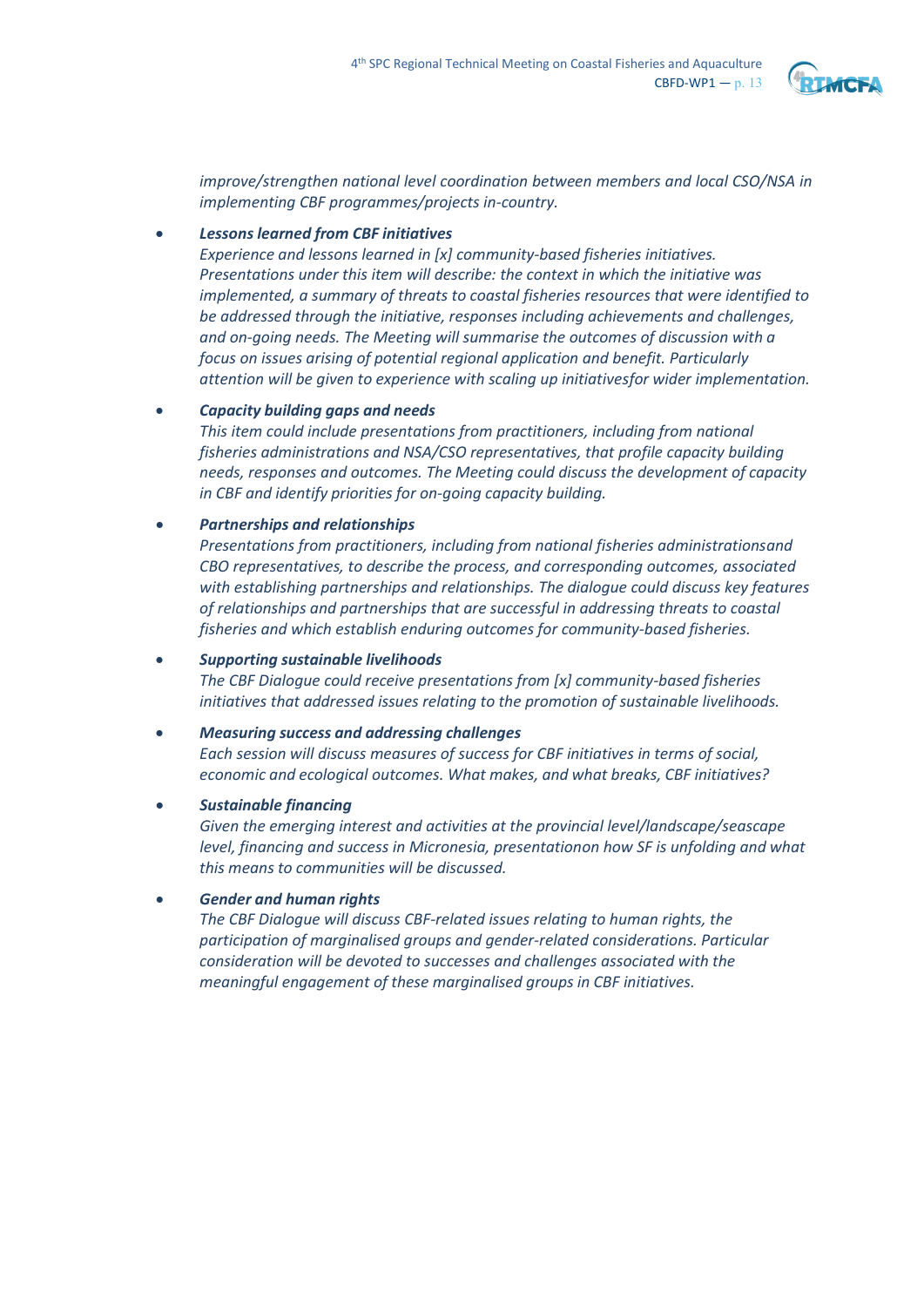*improve/strengthen national level coordination between members and local CSO/NSA in implementing CBF programmes/projects in-country.*

- ***Lessons learned from CBF initiatives***
  *Experience and lessons learned in [x] community-based fisheries initiatives. Presentations under this item will describe: the context in which the initiative was implemented, a summary of threats to coastal fisheries resources that were identified to be addressed through the initiative, responses including achievements and challenges, and on-going needs. The Meeting will summarise the outcomes of discussion with a focus on issues arising of potential regional application and benefit. Particularly attention will be given to experience with scaling up initiativesfor wider implementation.*

- ***Capacity building gaps and needs***
  *This item could include presentations from practitioners, including from national fisheries administrations and NSA/CSO representatives, that profile capacity building needs, responses and outcomes. The Meeting could discuss the development of capacity in CBF and identify priorities for on-going capacity building.*

- ***Partnerships and relationships***
  *Presentations from practitioners, including from national fisheries administrationsand CBO representatives, to describe the process, and corresponding outcomes, associated with establishing partnerships and relationships. The dialogue could discuss key features of relationships and partnerships that are successful in addressing threats to coastal fisheries and which establish enduring outcomes for community-based fisheries.*

- ***Supporting sustainable livelihoods***
  *The CBF Dialogue could receive presentations from [x] community-based fisheries initiatives that addressed issues relating to the promotion of sustainable livelihoods.*

- ***Measuring success and addressing challenges***
  *Each session will discuss measures of success for CBF initiatives in terms of social, economic and ecological outcomes. What makes, and what breaks, CBF initiatives?*

- ***Sustainable financing***
  *Given the emerging interest and activities at the provincial level/landscape/seascape level, financing and success in Micronesia, presentationon how SF is unfolding and what this means to communities will be discussed.*

- ***Gender and human rights***
  *The CBF Dialogue will discuss CBF-related issues relating to human rights, the participation of marginalised groups and gender-related considerations. Particular consideration will be devoted to successes and challenges associated with the meaningful engagement of these marginalised groups in CBF initiatives.*